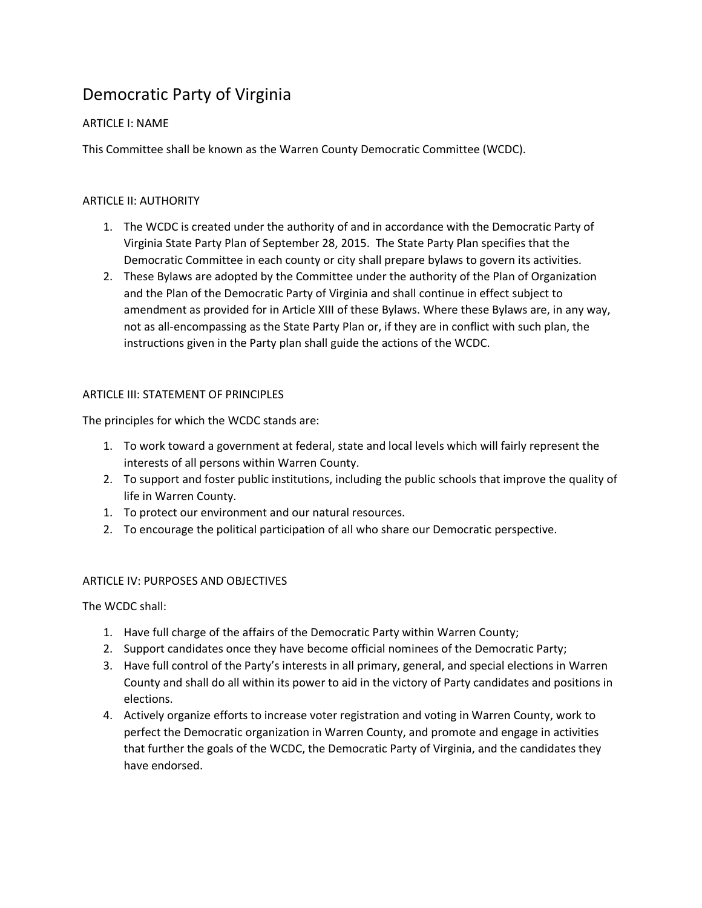# Democratic Party of Virginia

## ARTICLE I: NAME

This Committee shall be known as the Warren County Democratic Committee (WCDC).

## ARTICLE II: AUTHORITY

1. The WCDC is created under the authority of and in accordance with the Democratic Party of Virginia State Party Plan of September 28, 2015. The State Party Plan specifies that the Democratic Committee in each county or city shall prepare bylaws to govern its activities.
2. These Bylaws are adopted by the Committee under the authority of the Plan of Organization and the Plan of the Democratic Party of Virginia and shall continue in effect subject to amendment as provided for in Article XIII of these Bylaws. Where these Bylaws are, in any way, not as all-encompassing as the State Party Plan or, if they are in conflict with such plan, the instructions given in the Party plan shall guide the actions of the WCDC.

## ARTICLE III: STATEMENT OF PRINCIPLES

The principles for which the WCDC stands are:

1. To work toward a government at federal, state and local levels which will fairly represent the interests of all persons within Warren County.
2. To support and foster public institutions, including the public schools that improve the quality of life in Warren County.
1. To protect our environment and our natural resources.
2. To encourage the political participation of all who share our Democratic perspective.

## ARTICLE IV: PURPOSES AND OBJECTIVES

The WCDC shall:

1. Have full charge of the affairs of the Democratic Party within Warren County;
2. Support candidates once they have become official nominees of the Democratic Party;
3. Have full control of the Party's interests in all primary, general, and special elections in Warren County and shall do all within its power to aid in the victory of Party candidates and positions in elections.
4. Actively organize efforts to increase voter registration and voting in Warren County, work to perfect the Democratic organization in Warren County, and promote and engage in activities that further the goals of the WCDC, the Democratic Party of Virginia, and the candidates they have endorsed.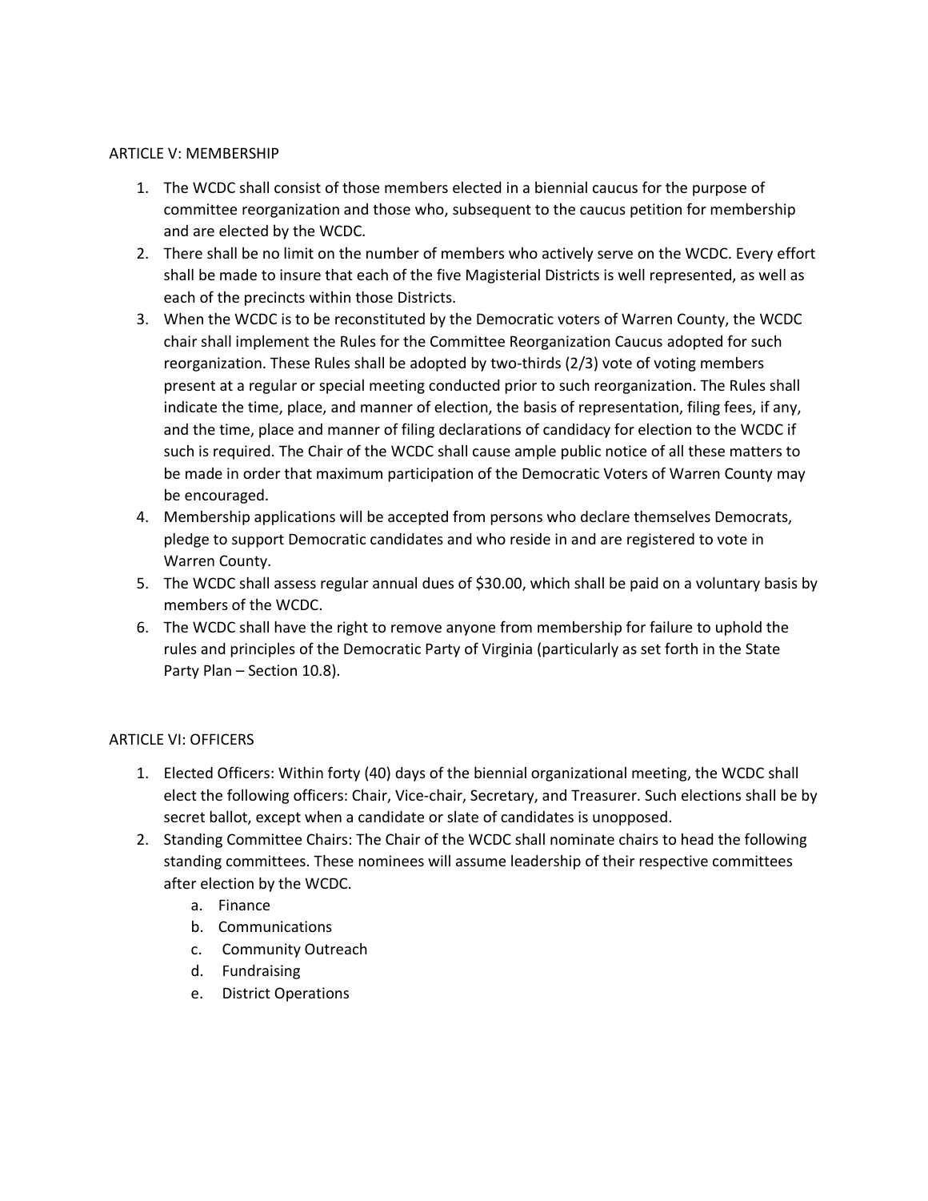## ARTICLE V: MEMBERSHIP

1. The WCDC shall consist of those members elected in a biennial caucus for the purpose of committee reorganization and those who, subsequent to the caucus petition for membership and are elected by the WCDC.
2. There shall be no limit on the number of members who actively serve on the WCDC. Every effort shall be made to insure that each of the five Magisterial Districts is well represented, as well as each of the precincts within those Districts.
3. When the WCDC is to be reconstituted by the Democratic voters of Warren County, the WCDC chair shall implement the Rules for the Committee Reorganization Caucus adopted for such reorganization. These Rules shall be adopted by two-thirds (2/3) vote of voting members present at a regular or special meeting conducted prior to such reorganization. The Rules shall indicate the time, place, and manner of election, the basis of representation, filing fees, if any, and the time, place and manner of filing declarations of candidacy for election to the WCDC if such is required. The Chair of the WCDC shall cause ample public notice of all these matters to be made in order that maximum participation of the Democratic Voters of Warren County may be encouraged.
4. Membership applications will be accepted from persons who declare themselves Democrats, pledge to support Democratic candidates and who reside in and are registered to vote in Warren County.
5. The WCDC shall assess regular annual dues of $30.00, which shall be paid on a voluntary basis by members of the WCDC.
6. The WCDC shall have the right to remove anyone from membership for failure to uphold the rules and principles of the Democratic Party of Virginia (particularly as set forth in the State Party Plan – Section 10.8).

## ARTICLE VI: OFFICERS

1. Elected Officers: Within forty (40) days of the biennial organizational meeting, the WCDC shall elect the following officers: Chair, Vice-chair, Secretary, and Treasurer. Such elections shall be by secret ballot, except when a candidate or slate of candidates is unopposed.
2. Standing Committee Chairs: The Chair of the WCDC shall nominate chairs to head the following standing committees. These nominees will assume leadership of their respective committees after election by the WCDC.
   a. Finance
   b. Communications
   c. Community Outreach
   d. Fundraising
   e. District Operations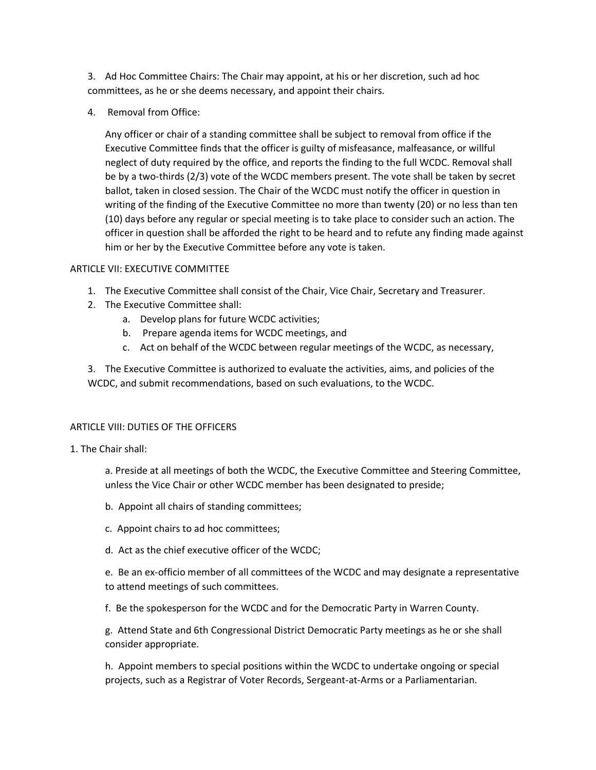3. Ad Hoc Committee Chairs: The Chair may appoint, at his or her discretion, such ad hoc committees, as he or she deems necessary, and appoint their chairs.

4. Removal from Office:

   Any officer or chair of a standing committee shall be subject to removal from office if the Executive Committee finds that the officer is guilty of misfeasance, malfeasance, or willful neglect of duty required by the office, and reports the finding to the full WCDC. Removal shall be by a two-thirds (2/3) vote of the WCDC members present. The vote shall be taken by secret ballot, taken in closed session. The Chair of the WCDC must notify the officer in question in writing of the finding of the Executive Committee no more than twenty (20) or no less than ten (10) days before any regular or special meeting is to take place to consider such an action. The officer in question shall be afforded the right to be heard and to refute any finding made against him or her by the Executive Committee before any vote is taken.

## ARTICLE VII: EXECUTIVE COMMITTEE

1. The Executive Committee shall consist of the Chair, Vice Chair, Secretary and Treasurer.
2. The Executive Committee shall:
   a. Develop plans for future WCDC activities;
   b. Prepare agenda items for WCDC meetings, and
   c. Act on behalf of the WCDC between regular meetings of the WCDC, as necessary,

3. The Executive Committee is authorized to evaluate the activities, aims, and policies of the WCDC, and submit recommendations, based on such evaluations, to the WCDC.

## ARTICLE VIII: DUTIES OF THE OFFICERS

1. The Chair shall:

   a. Preside at all meetings of both the WCDC, the Executive Committee and Steering Committee, unless the Vice Chair or other WCDC member has been designated to preside;

   b. Appoint all chairs of standing committees;

   c. Appoint chairs to ad hoc committees;

   d. Act as the chief executive officer of the WCDC;

   e. Be an ex-officio member of all committees of the WCDC and may designate a representative to attend meetings of such committees.

   f. Be the spokesperson for the WCDC and for the Democratic Party in Warren County.

   g. Attend State and 6th Congressional District Democratic Party meetings as he or she shall consider appropriate.

   h. Appoint members to special positions within the WCDC to undertake ongoing or special projects, such as a Registrar of Voter Records, Sergeant-at-Arms or a Parliamentarian.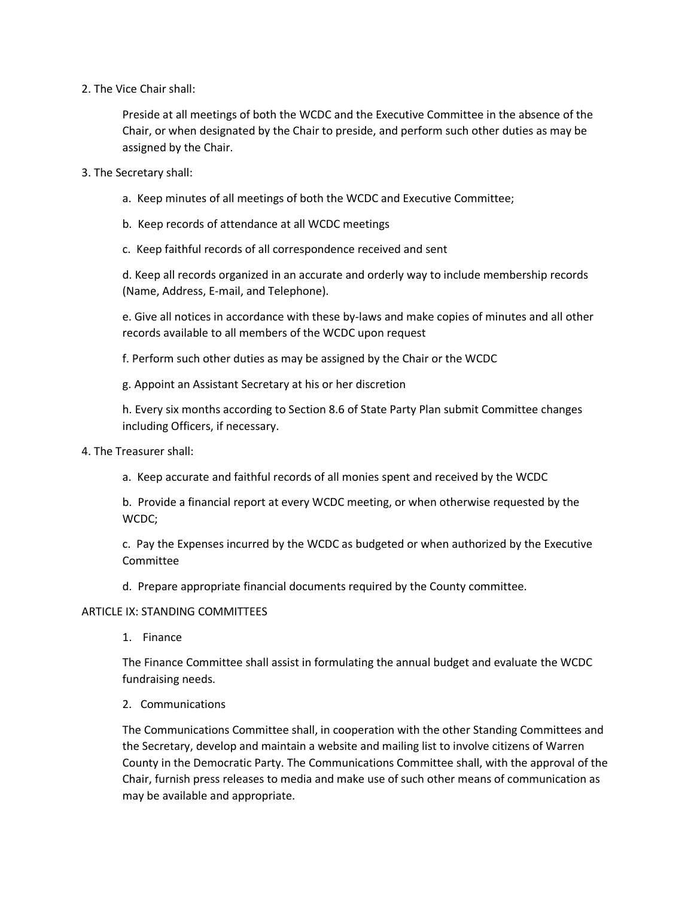2. The Vice Chair shall:

Preside at all meetings of both the WCDC and the Executive Committee in the absence of the Chair, or when designated by the Chair to preside, and perform such other duties as may be assigned by the Chair.

3. The Secretary shall:

a. Keep minutes of all meetings of both the WCDC and Executive Committee;

b. Keep records of attendance at all WCDC meetings

c. Keep faithful records of all correspondence received and sent

d. Keep all records organized in an accurate and orderly way to include membership records (Name, Address, E-mail, and Telephone).

e. Give all notices in accordance with these by-laws and make copies of minutes and all other records available to all members of the WCDC upon request

f. Perform such other duties as may be assigned by the Chair or the WCDC

g. Appoint an Assistant Secretary at his or her discretion

h. Every six months according to Section 8.6 of State Party Plan submit Committee changes including Officers, if necessary.

4. The Treasurer shall:

a. Keep accurate and faithful records of all monies spent and received by the WCDC

b. Provide a financial report at every WCDC meeting, or when otherwise requested by the WCDC;

c. Pay the Expenses incurred by the WCDC as budgeted or when authorized by the Executive Committee

d. Prepare appropriate financial documents required by the County committee.

## ARTICLE IX: STANDING COMMITTEES

1. Finance

The Finance Committee shall assist in formulating the annual budget and evaluate the WCDC fundraising needs.

2. Communications

The Communications Committee shall, in cooperation with the other Standing Committees and the Secretary, develop and maintain a website and mailing list to involve citizens of Warren County in the Democratic Party. The Communications Committee shall, with the approval of the Chair, furnish press releases to media and make use of such other means of communication as may be available and appropriate.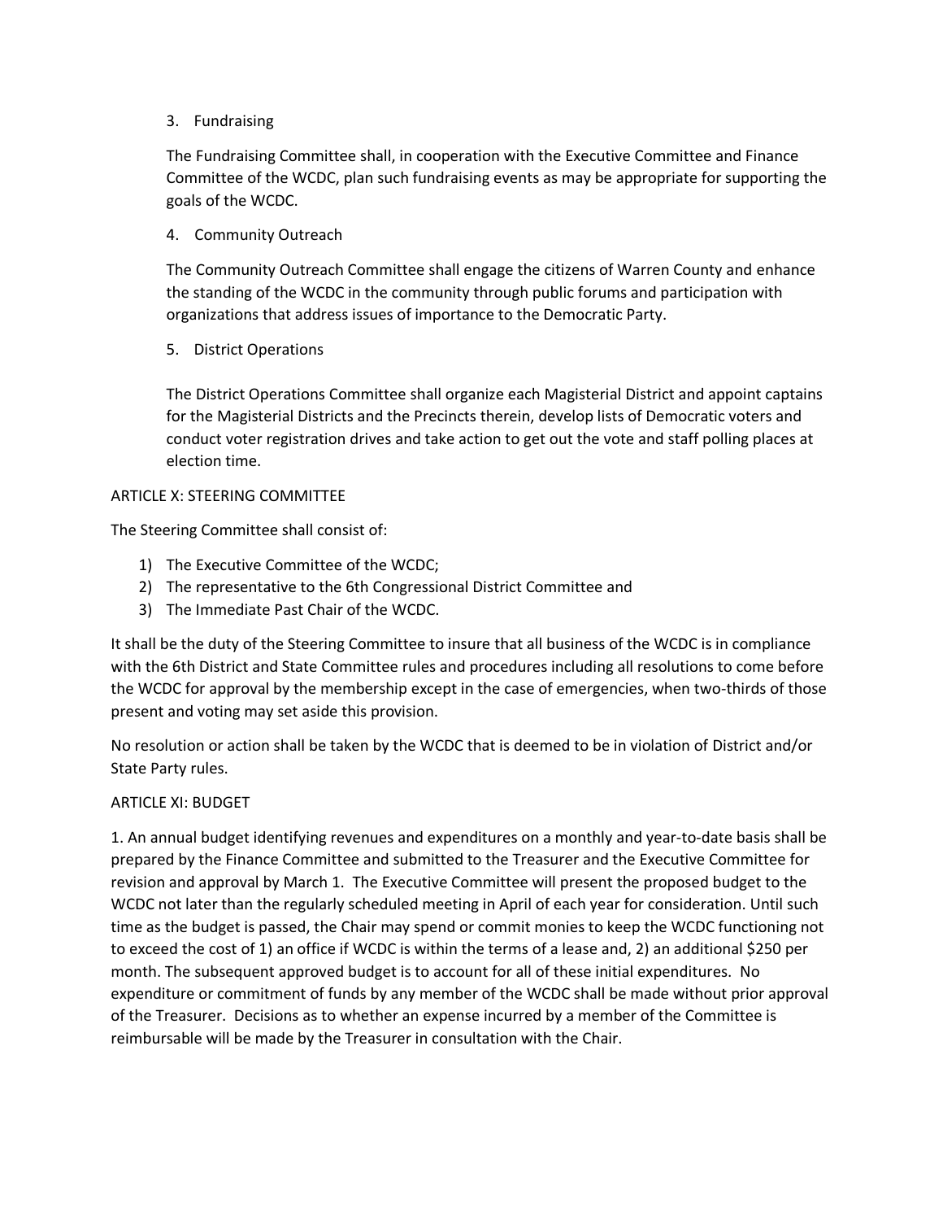3. Fundraising

   The Fundraising Committee shall, in cooperation with the Executive Committee and Finance Committee of the WCDC, plan such fundraising events as may be appropriate for supporting the goals of the WCDC.

4. Community Outreach

   The Community Outreach Committee shall engage the citizens of Warren County and enhance the standing of the WCDC in the community through public forums and participation with organizations that address issues of importance to the Democratic Party.

5. District Operations

   The District Operations Committee shall organize each Magisterial District and appoint captains for the Magisterial Districts and the Precincts therein, develop lists of Democratic voters and conduct voter registration drives and take action to get out the vote and staff polling places at election time.

## ARTICLE X: STEERING COMMITTEE

The Steering Committee shall consist of:

1) The Executive Committee of the WCDC;
2) The representative to the 6th Congressional District Committee and
3) The Immediate Past Chair of the WCDC.

It shall be the duty of the Steering Committee to insure that all business of the WCDC is in compliance with the 6th District and State Committee rules and procedures including all resolutions to come before the WCDC for approval by the membership except in the case of emergencies, when two-thirds of those present and voting may set aside this provision.

No resolution or action shall be taken by the WCDC that is deemed to be in violation of District and/or State Party rules.

## ARTICLE XI: BUDGET

1. An annual budget identifying revenues and expenditures on a monthly and year-to-date basis shall be prepared by the Finance Committee and submitted to the Treasurer and the Executive Committee for revision and approval by March 1. The Executive Committee will present the proposed budget to the WCDC not later than the regularly scheduled meeting in April of each year for consideration. Until such time as the budget is passed, the Chair may spend or commit monies to keep the WCDC functioning not to exceed the cost of 1) an office if WCDC is within the terms of a lease and, 2) an additional $250 per month. The subsequent approved budget is to account for all of these initial expenditures. No expenditure or commitment of funds by any member of the WCDC shall be made without prior approval of the Treasurer. Decisions as to whether an expense incurred by a member of the Committee is reimbursable will be made by the Treasurer in consultation with the Chair.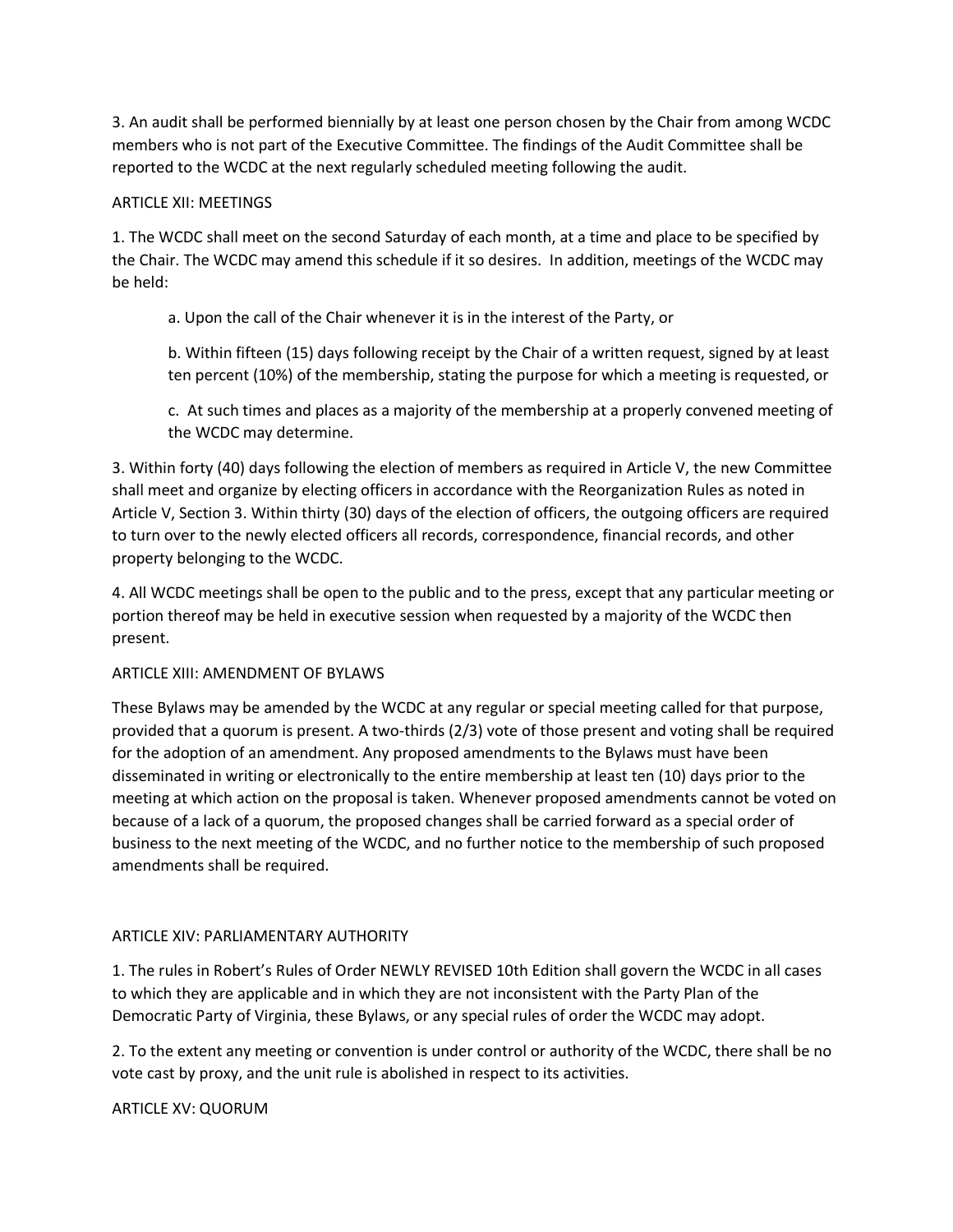3. An audit shall be performed biennially by at least one person chosen by the Chair from among WCDC members who is not part of the Executive Committee. The findings of the Audit Committee shall be reported to the WCDC at the next regularly scheduled meeting following the audit.

## ARTICLE XII: MEETINGS

1. The WCDC shall meet on the second Saturday of each month, at a time and place to be specified by the Chair. The WCDC may amend this schedule if it so desires. In addition, meetings of the WCDC may be held:

   a. Upon the call of the Chair whenever it is in the interest of the Party, or

   b. Within fifteen (15) days following receipt by the Chair of a written request, signed by at least ten percent (10%) of the membership, stating the purpose for which a meeting is requested, or

   c. At such times and places as a majority of the membership at a properly convened meeting of the WCDC may determine.

3. Within forty (40) days following the election of members as required in Article V, the new Committee shall meet and organize by electing officers in accordance with the Reorganization Rules as noted in Article V, Section 3. Within thirty (30) days of the election of officers, the outgoing officers are required to turn over to the newly elected officers all records, correspondence, financial records, and other property belonging to the WCDC.

4. All WCDC meetings shall be open to the public and to the press, except that any particular meeting or portion thereof may be held in executive session when requested by a majority of the WCDC then present.

## ARTICLE XIII: AMENDMENT OF BYLAWS

These Bylaws may be amended by the WCDC at any regular or special meeting called for that purpose, provided that a quorum is present. A two-thirds (2/3) vote of those present and voting shall be required for the adoption of an amendment. Any proposed amendments to the Bylaws must have been disseminated in writing or electronically to the entire membership at least ten (10) days prior to the meeting at which action on the proposal is taken. Whenever proposed amendments cannot be voted on because of a lack of a quorum, the proposed changes shall be carried forward as a special order of business to the next meeting of the WCDC, and no further notice to the membership of such proposed amendments shall be required.

## ARTICLE XIV: PARLIAMENTARY AUTHORITY

1. The rules in Robert's Rules of Order NEWLY REVISED 10th Edition shall govern the WCDC in all cases to which they are applicable and in which they are not inconsistent with the Party Plan of the Democratic Party of Virginia, these Bylaws, or any special rules of order the WCDC may adopt.

2. To the extent any meeting or convention is under control or authority of the WCDC, there shall be no vote cast by proxy, and the unit rule is abolished in respect to its activities.

## ARTICLE XV: QUORUM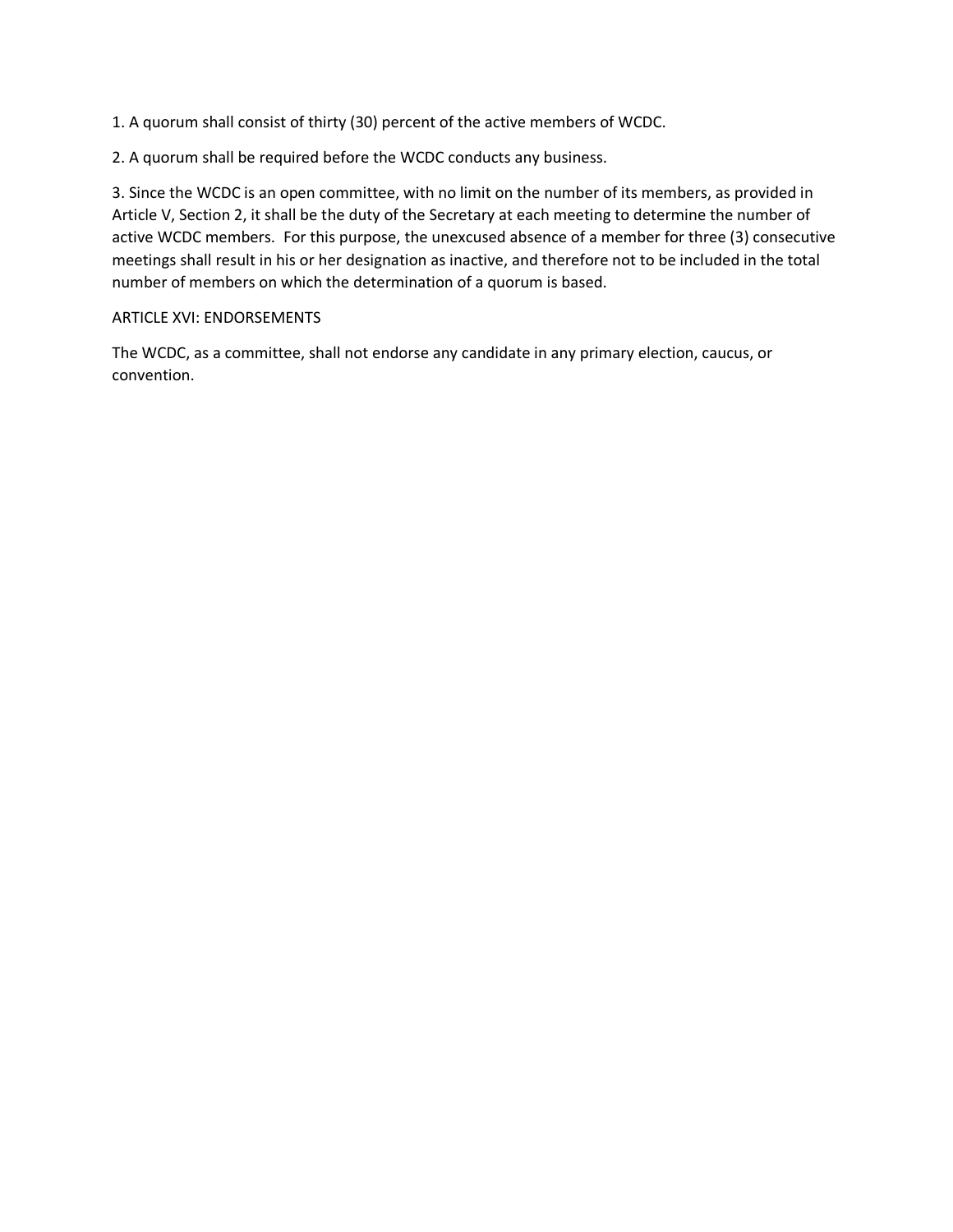1. A quorum shall consist of thirty (30) percent of the active members of WCDC.

2. A quorum shall be required before the WCDC conducts any business.

3. Since the WCDC is an open committee, with no limit on the number of its members, as provided in Article V, Section 2, it shall be the duty of the Secretary at each meeting to determine the number of active WCDC members. For this purpose, the unexcused absence of a member for three (3) consecutive meetings shall result in his or her designation as inactive, and therefore not to be included in the total number of members on which the determination of a quorum is based.

## ARTICLE XVI: ENDORSEMENTS

The WCDC, as a committee, shall not endorse any candidate in any primary election, caucus, or convention.